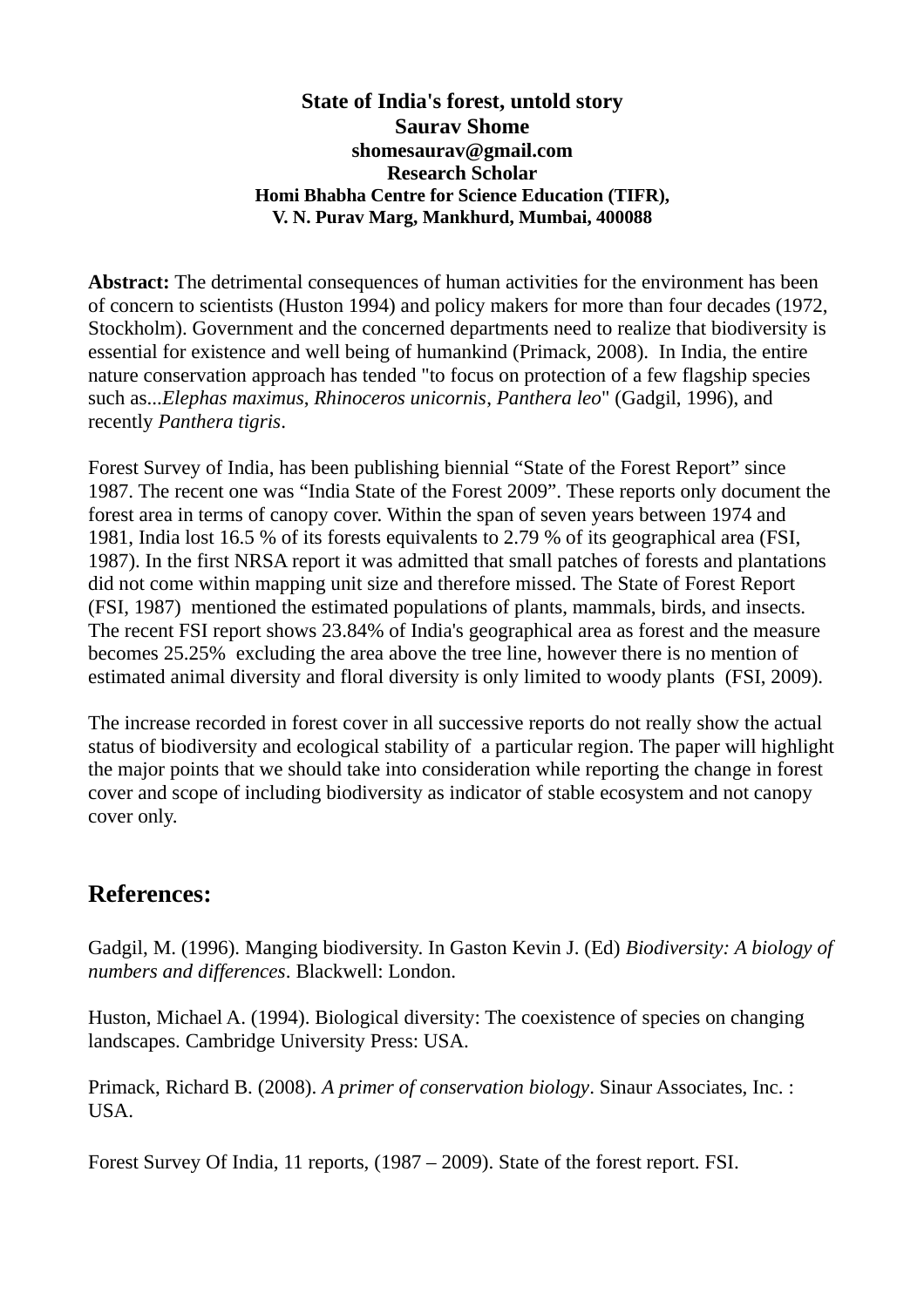# State of India's forest, untold story

**Saurav Shome**
**shomesaurav@gmail.com**
**Research Scholar**
**Homi Bhabha Centre for Science Education (TIFR),**
**V. N. Purav Marg, Mankhurd, Mumbai, 400088**

**Abstract:** The detrimental consequences of human activities for the environment has been of concern to scientists (Huston 1994) and policy makers for more than four decades (1972, Stockholm). Government and the concerned departments need to realize that biodiversity is essential for existence and well being of humankind (Primack, 2008). In India, the entire nature conservation approach has tended "to focus on protection of a few flagship species such as...*Elephas maximus*, *Rhinoceros unicornis*, *Panthera leo*" (Gadgil, 1996), and recently *Panthera tigris*.

Forest Survey of India, has been publishing biennial "State of the Forest Report" since 1987. The recent one was "India State of the Forest 2009". These reports only document the forest area in terms of canopy cover. Within the span of seven years between 1974 and 1981, India lost 16.5 % of its forests equivalents to 2.79 % of its geographical area (FSI, 1987). In the first NRSA report it was admitted that small patches of forests and plantations did not come within mapping unit size and therefore missed. The State of Forest Report (FSI, 1987) mentioned the estimated populations of plants, mammals, birds, and insects. The recent FSI report shows 23.84% of India's geographical area as forest and the measure becomes 25.25% excluding the area above the tree line, however there is no mention of estimated animal diversity and floral diversity is only limited to woody plants (FSI, 2009).

The increase recorded in forest cover in all successive reports do not really show the actual status of biodiversity and ecological stability of a particular region. The paper will highlight the major points that we should take into consideration while reporting the change in forest cover and scope of including biodiversity as indicator of stable ecosystem and not canopy cover only.

## References:

Gadgil, M. (1996). Manging biodiversity. In Gaston Kevin J. (Ed) *Biodiversity: A biology of numbers and differences*. Blackwell: London.

Huston, Michael A. (1994). Biological diversity: The coexistence of species on changing landscapes. Cambridge University Press: USA.

Primack, Richard B. (2008). *A primer of conservation biology*. Sinaur Associates, Inc. : USA.

Forest Survey Of India, 11 reports, (1987 – 2009). State of the forest report. FSI.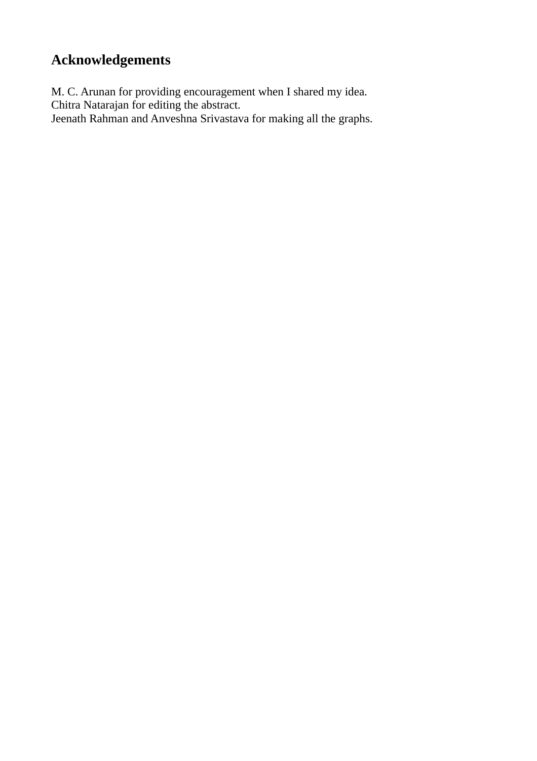## Acknowledgements

M. C. Arunan for providing encouragement when I shared my idea.
Chitra Natarajan for editing the abstract.
Jeenath Rahman and Anveshna Srivastava for making all the graphs.